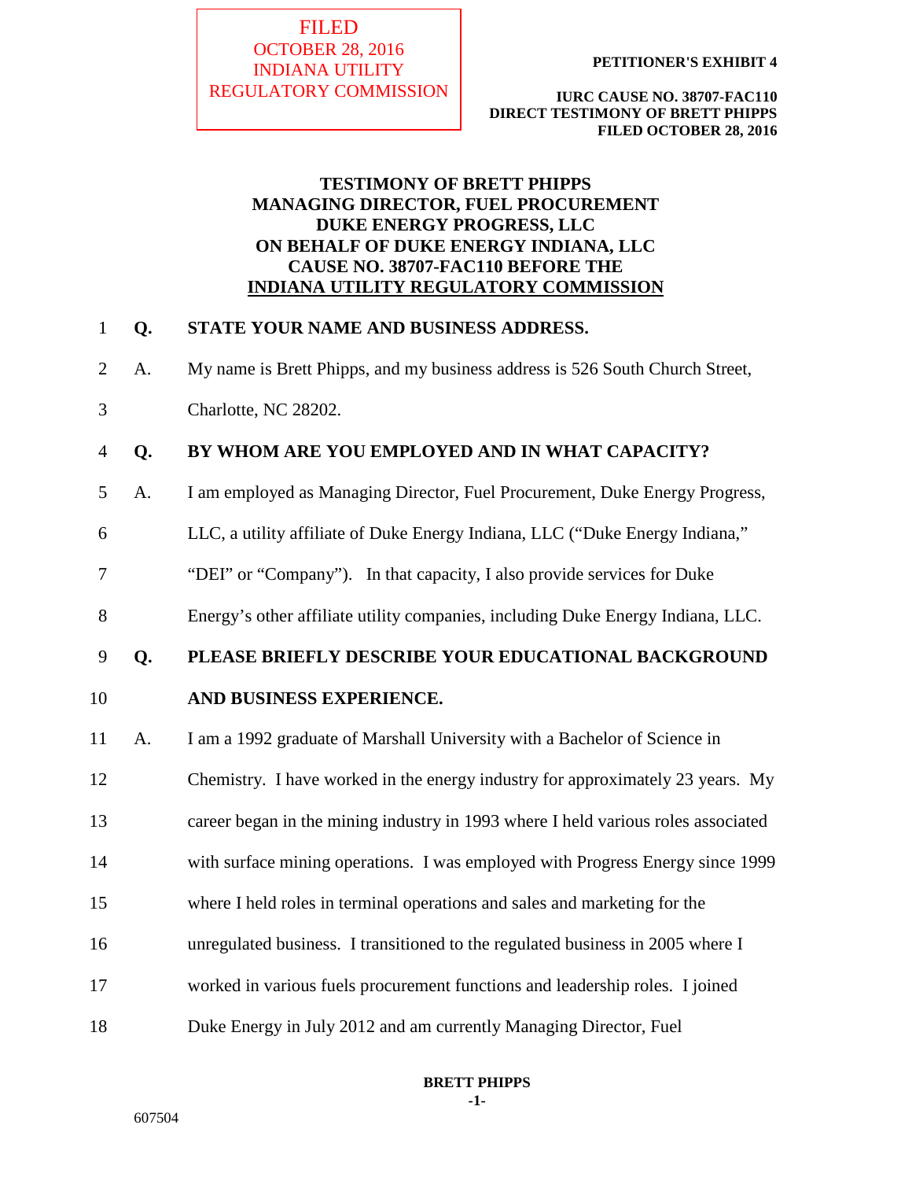FILED
OCTOBER 28, 2016
INDIANA UTILITY
REGULATORY COMMISSION

**PETITIONER'S EXHIBIT 4**

**IURC CAUSE NO. 38707-FAC110**
**DIRECT TESTIMONY OF BRETT PHIPPS**
**FILED OCTOBER 28, 2016**

# TESTIMONY OF BRETT PHIPPS
# MANAGING DIRECTOR, FUEL PROCUREMENT
# DUKE ENERGY PROGRESS, LLC
# ON BEHALF OF DUKE ENERGY INDIANA, LLC
# CAUSE NO. 38707-FAC110 BEFORE THE
# INDIANA UTILITY REGULATORY COMMISSION

1 **Q. STATE YOUR NAME AND BUSINESS ADDRESS.**

2 A. My name is Brett Phipps, and my business address is 526 South Church Street,
3 Charlotte, NC 28202.

4 **Q. BY WHOM ARE YOU EMPLOYED AND IN WHAT CAPACITY?**

5 A. I am employed as Managing Director, Fuel Procurement, Duke Energy Progress,
6 LLC, a utility affiliate of Duke Energy Indiana, LLC ("Duke Energy Indiana,"
7 "DEI" or "Company"). In that capacity, I also provide services for Duke
8 Energy's other affiliate utility companies, including Duke Energy Indiana, LLC.

9 **Q. PLEASE BRIEFLY DESCRIBE YOUR EDUCATIONAL BACKGROUND**
10 **AND BUSINESS EXPERIENCE.**

11 A. I am a 1992 graduate of Marshall University with a Bachelor of Science in
12 Chemistry. I have worked in the energy industry for approximately 23 years. My
13 career began in the mining industry in 1993 where I held various roles associated
14 with surface mining operations. I was employed with Progress Energy since 1999
15 where I held roles in terminal operations and sales and marketing for the
16 unregulated business. I transitioned to the regulated business in 2005 where I
17 worked in various fuels procurement functions and leadership roles. I joined
18 Duke Energy in July 2012 and am currently Managing Director, Fuel

607504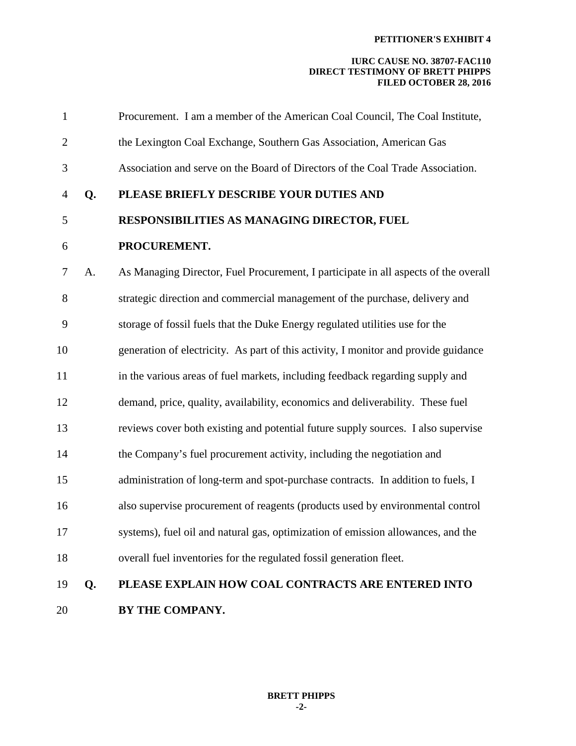Procurement. I am a member of the American Coal Council, The Coal Institute, the Lexington Coal Exchange, Southern Gas Association, American Gas Association and serve on the Board of Directors of the Coal Trade Association.

**Q. PLEASE BRIEFLY DESCRIBE YOUR DUTIES AND RESPONSIBILITIES AS MANAGING DIRECTOR, FUEL PROCUREMENT.**

A. As Managing Director, Fuel Procurement, I participate in all aspects of the overall strategic direction and commercial management of the purchase, delivery and storage of fossil fuels that the Duke Energy regulated utilities use for the generation of electricity. As part of this activity, I monitor and provide guidance in the various areas of fuel markets, including feedback regarding supply and demand, price, quality, availability, economics and deliverability. These fuel reviews cover both existing and potential future supply sources. I also supervise the Company's fuel procurement activity, including the negotiation and administration of long-term and spot-purchase contracts. In addition to fuels, I also supervise procurement of reagents (products used by environmental control systems), fuel oil and natural gas, optimization of emission allowances, and the overall fuel inventories for the regulated fossil generation fleet.

**Q. PLEASE EXPLAIN HOW COAL CONTRACTS ARE ENTERED INTO BY THE COMPANY.**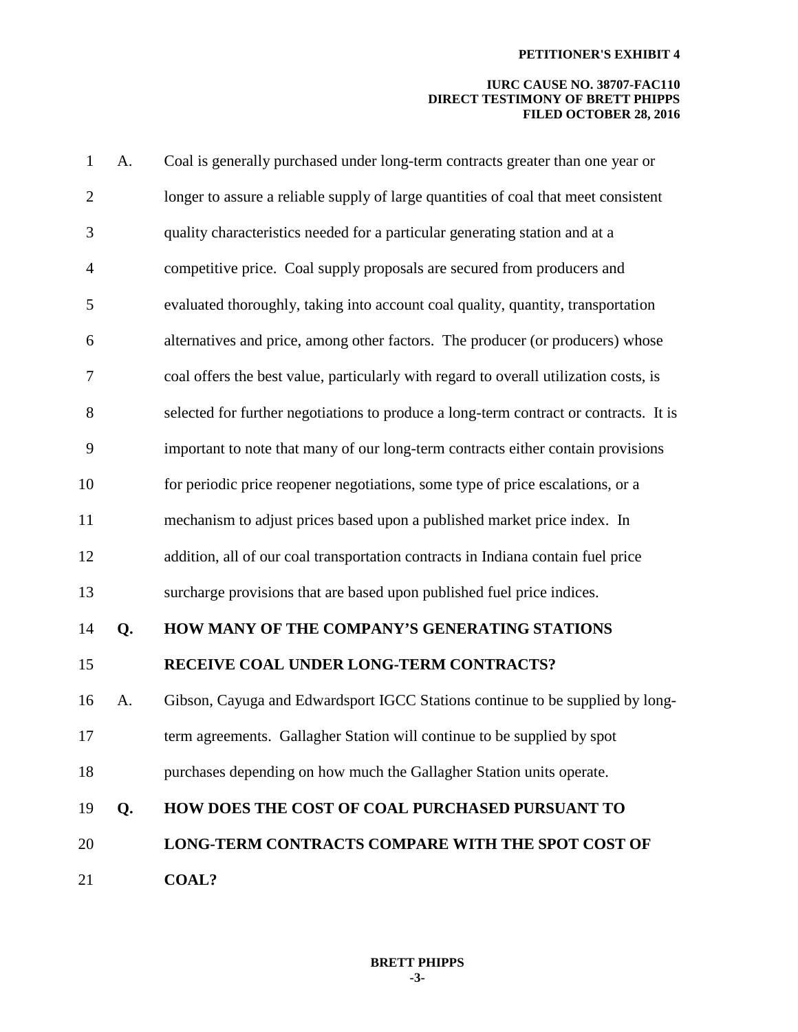A. Coal is generally purchased under long-term contracts greater than one year or longer to assure a reliable supply of large quantities of coal that meet consistent quality characteristics needed for a particular generating station and at a competitive price. Coal supply proposals are secured from producers and evaluated thoroughly, taking into account coal quality, quantity, transportation alternatives and price, among other factors. The producer (or producers) whose coal offers the best value, particularly with regard to overall utilization costs, is selected for further negotiations to produce a long-term contract or contracts. It is important to note that many of our long-term contracts either contain provisions for periodic price reopener negotiations, some type of price escalations, or a mechanism to adjust prices based upon a published market price index. In addition, all of our coal transportation contracts in Indiana contain fuel price surcharge provisions that are based upon published fuel price indices.

**Q. HOW MANY OF THE COMPANY'S GENERATING STATIONS RECEIVE COAL UNDER LONG-TERM CONTRACTS?**

A. Gibson, Cayuga and Edwardsport IGCC Stations continue to be supplied by long-term agreements. Gallagher Station will continue to be supplied by spot purchases depending on how much the Gallagher Station units operate.

**Q. HOW DOES THE COST OF COAL PURCHASED PURSUANT TO LONG-TERM CONTRACTS COMPARE WITH THE SPOT COST OF COAL?**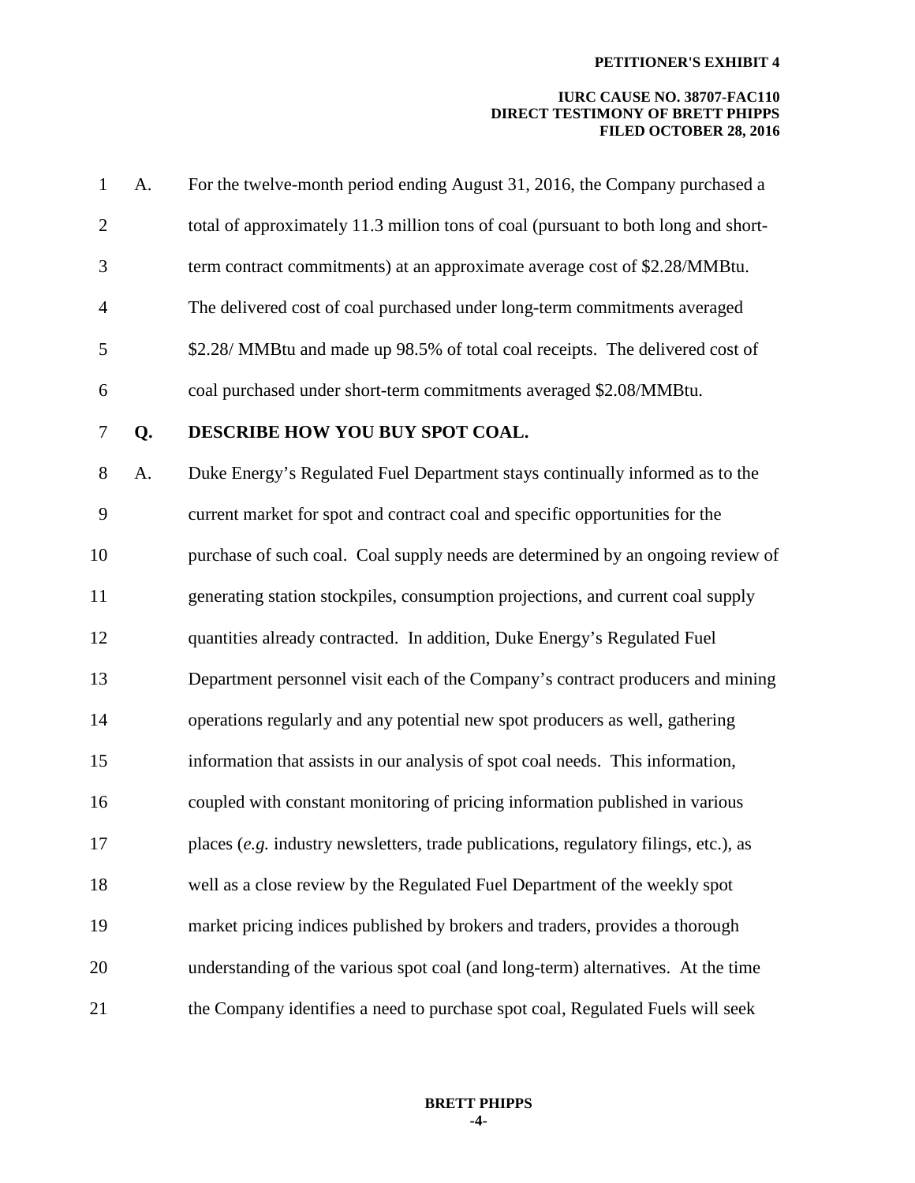A. For the twelve-month period ending August 31, 2016, the Company purchased a total of approximately 11.3 million tons of coal (pursuant to both long and short-term contract commitments) at an approximate average cost of $2.28/MMBtu. The delivered cost of coal purchased under long-term commitments averaged $2.28/ MMBtu and made up 98.5% of total coal receipts. The delivered cost of coal purchased under short-term commitments averaged $2.08/MMBtu.

**Q. DESCRIBE HOW YOU BUY SPOT COAL.**

A. Duke Energy's Regulated Fuel Department stays continually informed as to the current market for spot and contract coal and specific opportunities for the purchase of such coal. Coal supply needs are determined by an ongoing review of generating station stockpiles, consumption projections, and current coal supply quantities already contracted. In addition, Duke Energy's Regulated Fuel Department personnel visit each of the Company's contract producers and mining operations regularly and any potential new spot producers as well, gathering information that assists in our analysis of spot coal needs. This information, coupled with constant monitoring of pricing information published in various places (*e.g.* industry newsletters, trade publications, regulatory filings, etc.), as well as a close review by the Regulated Fuel Department of the weekly spot market pricing indices published by brokers and traders, provides a thorough understanding of the various spot coal (and long-term) alternatives. At the time the Company identifies a need to purchase spot coal, Regulated Fuels will seek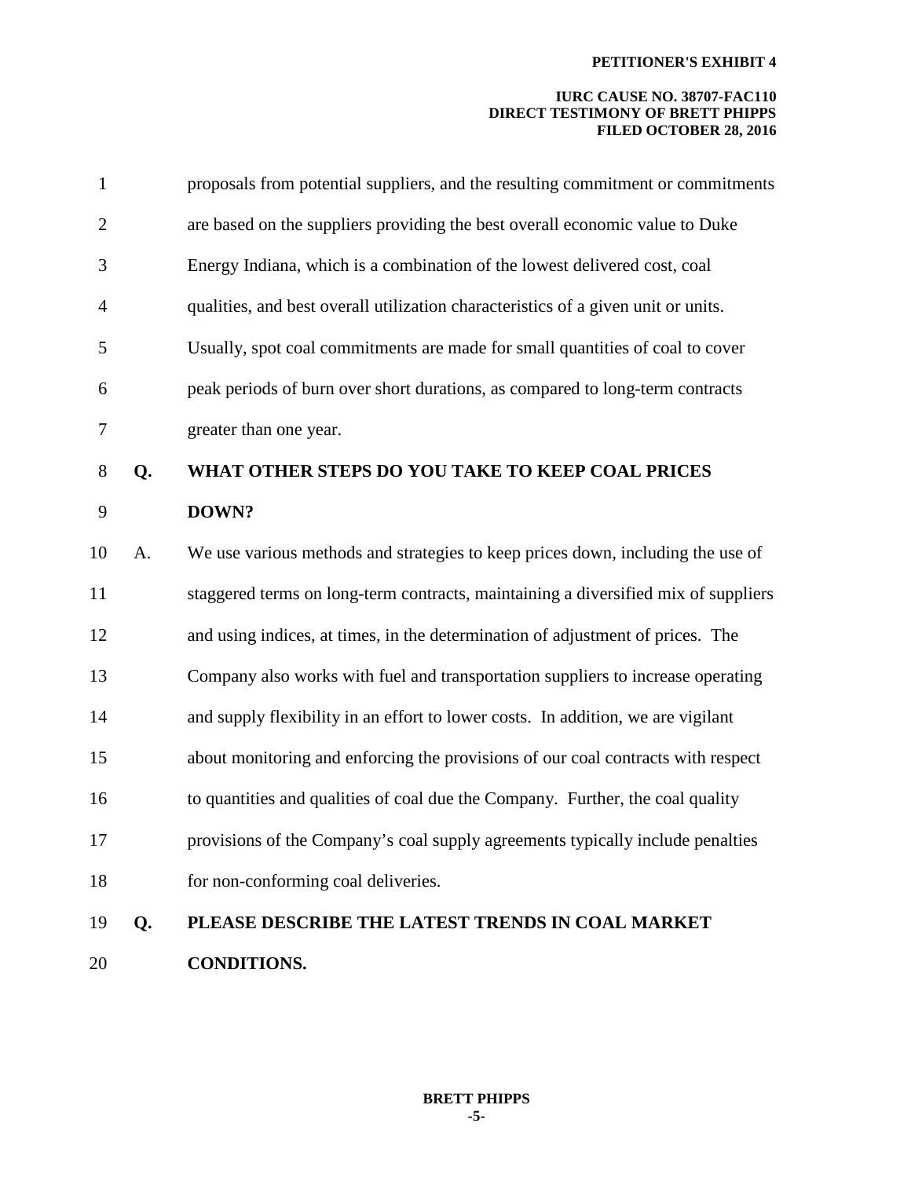proposals from potential suppliers, and the resulting commitment or commitments are based on the suppliers providing the best overall economic value to Duke Energy Indiana, which is a combination of the lowest delivered cost, coal qualities, and best overall utilization characteristics of a given unit or units. Usually, spot coal commitments are made for small quantities of coal to cover peak periods of burn over short durations, as compared to long-term contracts greater than one year.

**Q. WHAT OTHER STEPS DO YOU TAKE TO KEEP COAL PRICES DOWN?**

A. We use various methods and strategies to keep prices down, including the use of staggered terms on long-term contracts, maintaining a diversified mix of suppliers and using indices, at times, in the determination of adjustment of prices. The Company also works with fuel and transportation suppliers to increase operating and supply flexibility in an effort to lower costs. In addition, we are vigilant about monitoring and enforcing the provisions of our coal contracts with respect to quantities and qualities of coal due the Company. Further, the coal quality provisions of the Company's coal supply agreements typically include penalties for non-conforming coal deliveries.

**Q. PLEASE DESCRIBE THE LATEST TRENDS IN COAL MARKET CONDITIONS.**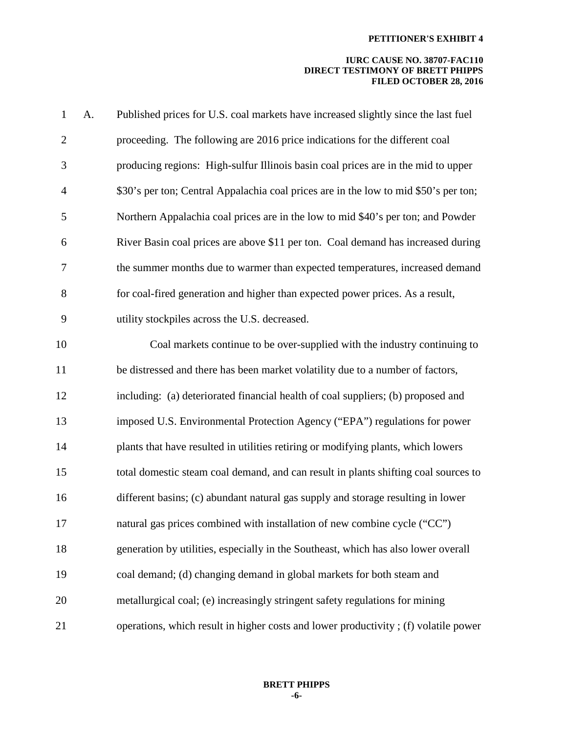A. Published prices for U.S. coal markets have increased slightly since the last fuel proceeding. The following are 2016 price indications for the different coal producing regions: High-sulfur Illinois basin coal prices are in the mid to upper \$30's per ton; Central Appalachia coal prices are in the low to mid \$50's per ton; Northern Appalachia coal prices are in the low to mid \$40's per ton; and Powder River Basin coal prices are above \$11 per ton. Coal demand has increased during the summer months due to warmer than expected temperatures, increased demand for coal-fired generation and higher than expected power prices. As a result, utility stockpiles across the U.S. decreased.

Coal markets continue to be over-supplied with the industry continuing to be distressed and there has been market volatility due to a number of factors, including: (a) deteriorated financial health of coal suppliers; (b) proposed and imposed U.S. Environmental Protection Agency ("EPA") regulations for power plants that have resulted in utilities retiring or modifying plants, which lowers total domestic steam coal demand, and can result in plants shifting coal sources to different basins; (c) abundant natural gas supply and storage resulting in lower natural gas prices combined with installation of new combine cycle ("CC") generation by utilities, especially in the Southeast, which has also lower overall coal demand; (d) changing demand in global markets for both steam and metallurgical coal; (e) increasingly stringent safety regulations for mining operations, which result in higher costs and lower productivity ; (f) volatile power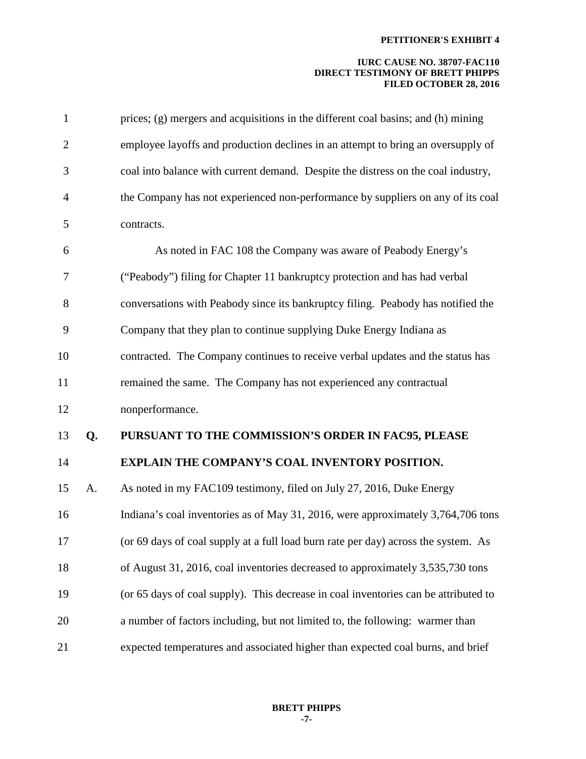prices; (g) mergers and acquisitions in the different coal basins; and (h) mining employee layoffs and production declines in an attempt to bring an oversupply of coal into balance with current demand. Despite the distress on the coal industry, the Company has not experienced non-performance by suppliers on any of its coal contracts.

As noted in FAC 108 the Company was aware of Peabody Energy's ("Peabody") filing for Chapter 11 bankruptcy protection and has had verbal conversations with Peabody since its bankruptcy filing. Peabody has notified the Company that they plan to continue supplying Duke Energy Indiana as contracted. The Company continues to receive verbal updates and the status has remained the same. The Company has not experienced any contractual nonperformance.

**Q. PURSUANT TO THE COMMISSION'S ORDER IN FAC95, PLEASE EXPLAIN THE COMPANY'S COAL INVENTORY POSITION.**

A. As noted in my FAC109 testimony, filed on July 27, 2016, Duke Energy Indiana's coal inventories as of May 31, 2016, were approximately 3,764,706 tons (or 69 days of coal supply at a full load burn rate per day) across the system. As of August 31, 2016, coal inventories decreased to approximately 3,535,730 tons (or 65 days of coal supply). This decrease in coal inventories can be attributed to a number of factors including, but not limited to, the following: warmer than expected temperatures and associated higher than expected coal burns, and brief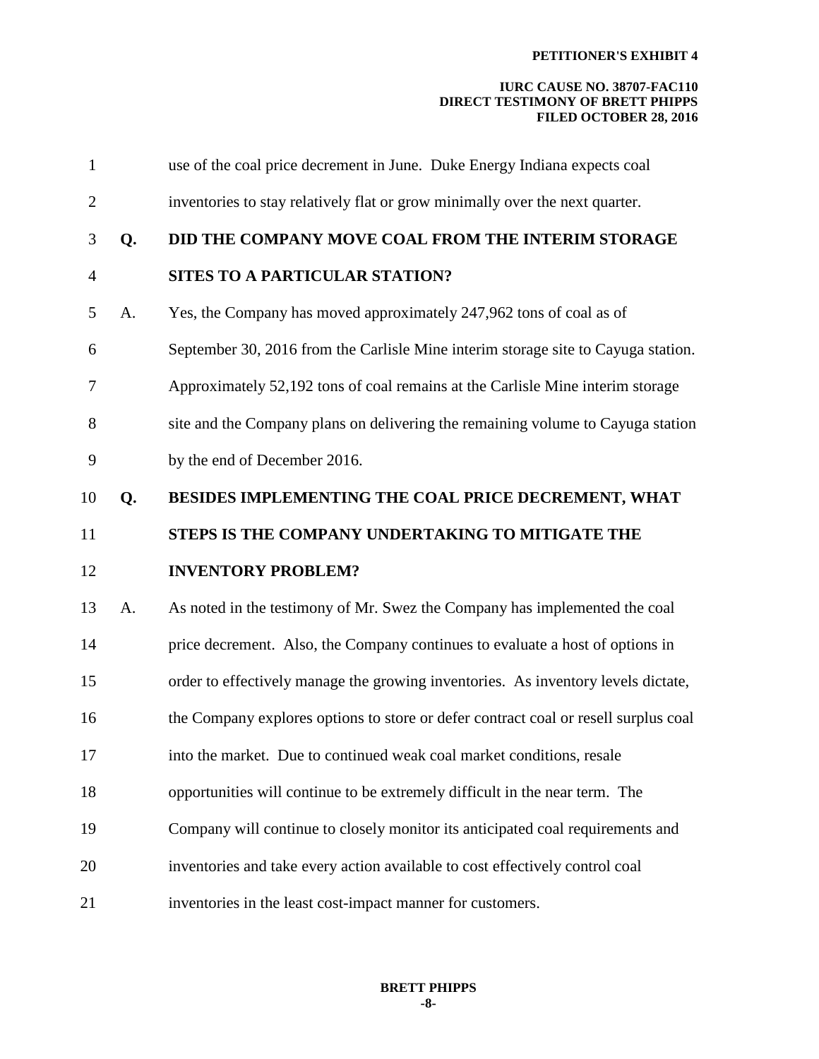use of the coal price decrement in June. Duke Energy Indiana expects coal inventories to stay relatively flat or grow minimally over the next quarter.

**Q. DID THE COMPANY MOVE COAL FROM THE INTERIM STORAGE SITES TO A PARTICULAR STATION?**

A. Yes, the Company has moved approximately 247,962 tons of coal as of September 30, 2016 from the Carlisle Mine interim storage site to Cayuga station. Approximately 52,192 tons of coal remains at the Carlisle Mine interim storage site and the Company plans on delivering the remaining volume to Cayuga station by the end of December 2016.

**Q. BESIDES IMPLEMENTING THE COAL PRICE DECREMENT, WHAT STEPS IS THE COMPANY UNDERTAKING TO MITIGATE THE INVENTORY PROBLEM?**

A. As noted in the testimony of Mr. Swez the Company has implemented the coal price decrement. Also, the Company continues to evaluate a host of options in order to effectively manage the growing inventories. As inventory levels dictate, the Company explores options to store or defer contract coal or resell surplus coal into the market. Due to continued weak coal market conditions, resale opportunities will continue to be extremely difficult in the near term. The Company will continue to closely monitor its anticipated coal requirements and inventories and take every action available to cost effectively control coal inventories in the least cost-impact manner for customers.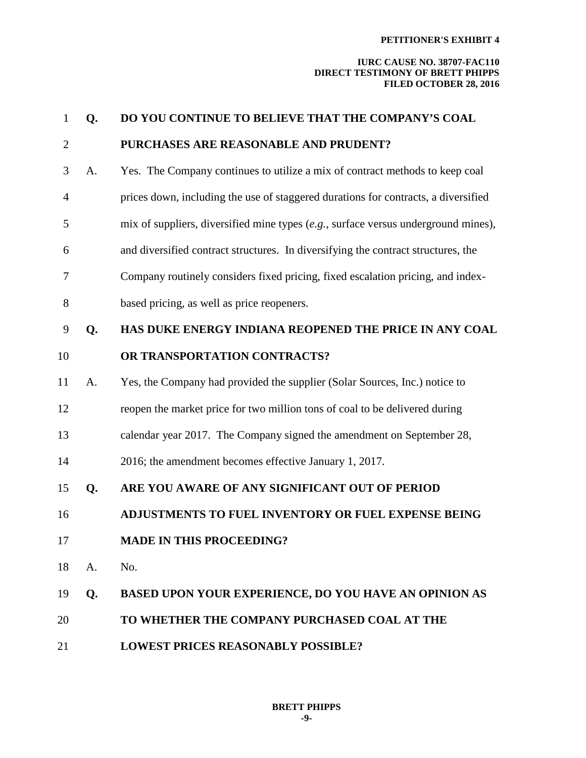**Q. DO YOU CONTINUE TO BELIEVE THAT THE COMPANY'S COAL PURCHASES ARE REASONABLE AND PRUDENT?**

A. Yes. The Company continues to utilize a mix of contract methods to keep coal prices down, including the use of staggered durations for contracts, a diversified mix of suppliers, diversified mine types (*e.g.*, surface versus underground mines), and diversified contract structures. In diversifying the contract structures, the Company routinely considers fixed pricing, fixed escalation pricing, and index-based pricing, as well as price reopeners.

**Q. HAS DUKE ENERGY INDIANA REOPENED THE PRICE IN ANY COAL OR TRANSPORTATION CONTRACTS?**

A. Yes, the Company had provided the supplier (Solar Sources, Inc.) notice to reopen the market price for two million tons of coal to be delivered during calendar year 2017. The Company signed the amendment on September 28, 2016; the amendment becomes effective January 1, 2017.

**Q. ARE YOU AWARE OF ANY SIGNIFICANT OUT OF PERIOD ADJUSTMENTS TO FUEL INVENTORY OR FUEL EXPENSE BEING MADE IN THIS PROCEEDING?**

A. No.

**Q. BASED UPON YOUR EXPERIENCE, DO YOU HAVE AN OPINION AS TO WHETHER THE COMPANY PURCHASED COAL AT THE LOWEST PRICES REASONABLY POSSIBLE?**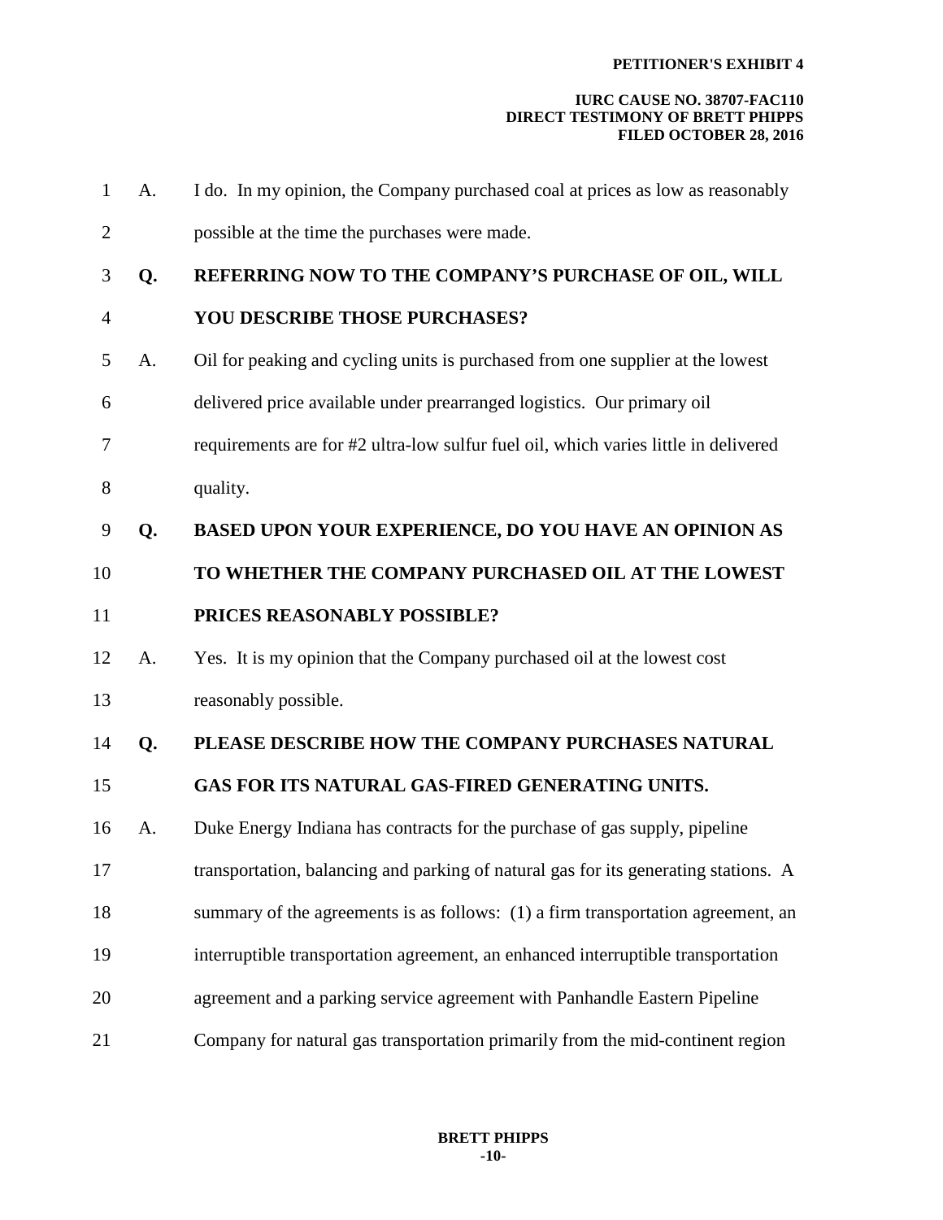A. I do. In my opinion, the Company purchased coal at prices as low as reasonably possible at the time the purchases were made.

**Q. REFERRING NOW TO THE COMPANY'S PURCHASE OF OIL, WILL YOU DESCRIBE THOSE PURCHASES?**

A. Oil for peaking and cycling units is purchased from one supplier at the lowest delivered price available under prearranged logistics. Our primary oil requirements are for #2 ultra-low sulfur fuel oil, which varies little in delivered quality.

**Q. BASED UPON YOUR EXPERIENCE, DO YOU HAVE AN OPINION AS TO WHETHER THE COMPANY PURCHASED OIL AT THE LOWEST PRICES REASONABLY POSSIBLE?**

A. Yes. It is my opinion that the Company purchased oil at the lowest cost reasonably possible.

**Q. PLEASE DESCRIBE HOW THE COMPANY PURCHASES NATURAL GAS FOR ITS NATURAL GAS-FIRED GENERATING UNITS.**

A. Duke Energy Indiana has contracts for the purchase of gas supply, pipeline transportation, balancing and parking of natural gas for its generating stations. A summary of the agreements is as follows: (1) a firm transportation agreement, an interruptible transportation agreement, an enhanced interruptible transportation agreement and a parking service agreement with Panhandle Eastern Pipeline Company for natural gas transportation primarily from the mid-continent region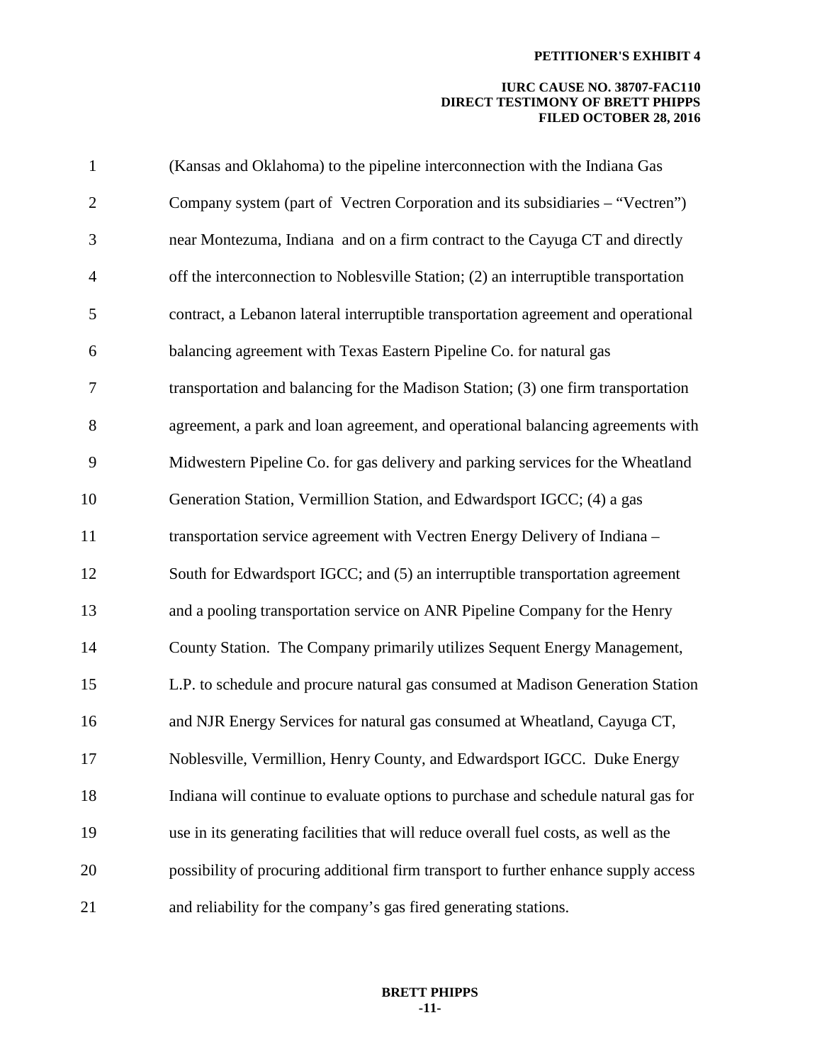(Kansas and Oklahoma) to the pipeline interconnection with the Indiana Gas Company system (part of Vectren Corporation and its subsidiaries – "Vectren") near Montezuma, Indiana and on a firm contract to the Cayuga CT and directly off the interconnection to Noblesville Station; (2) an interruptible transportation contract, a Lebanon lateral interruptible transportation agreement and operational balancing agreement with Texas Eastern Pipeline Co. for natural gas transportation and balancing for the Madison Station; (3) one firm transportation agreement, a park and loan agreement, and operational balancing agreements with Midwestern Pipeline Co. for gas delivery and parking services for the Wheatland Generation Station, Vermillion Station, and Edwardsport IGCC; (4) a gas transportation service agreement with Vectren Energy Delivery of Indiana – South for Edwardsport IGCC; and (5) an interruptible transportation agreement and a pooling transportation service on ANR Pipeline Company for the Henry County Station. The Company primarily utilizes Sequent Energy Management, L.P. to schedule and procure natural gas consumed at Madison Generation Station and NJR Energy Services for natural gas consumed at Wheatland, Cayuga CT, Noblesville, Vermillion, Henry County, and Edwardsport IGCC. Duke Energy Indiana will continue to evaluate options to purchase and schedule natural gas for use in its generating facilities that will reduce overall fuel costs, as well as the possibility of procuring additional firm transport to further enhance supply access and reliability for the company's gas fired generating stations.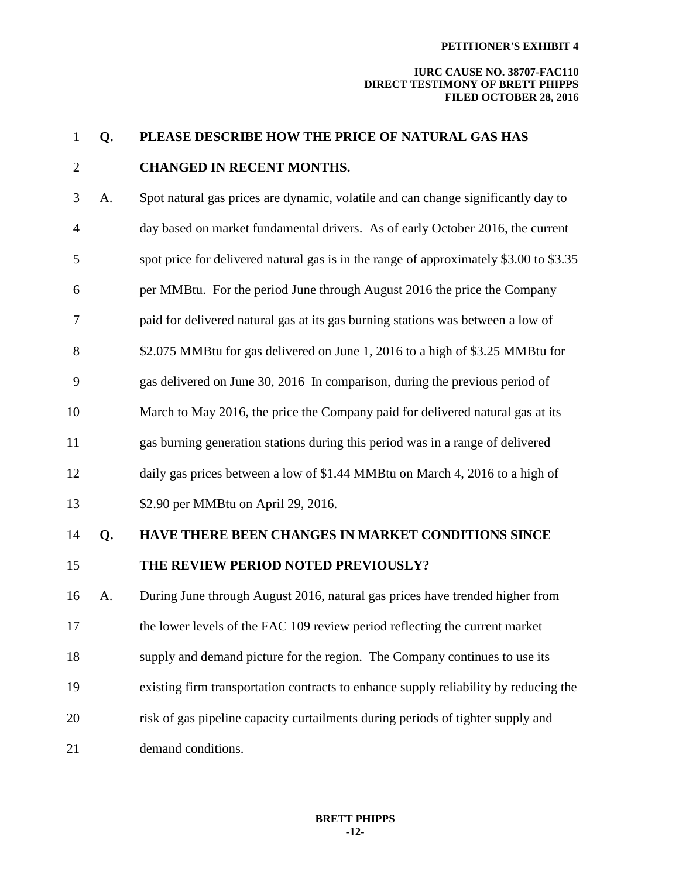**Q. PLEASE DESCRIBE HOW THE PRICE OF NATURAL GAS HAS CHANGED IN RECENT MONTHS.**

A. Spot natural gas prices are dynamic, volatile and can change significantly day to day based on market fundamental drivers. As of early October 2016, the current spot price for delivered natural gas is in the range of approximately $3.00 to $3.35 per MMBtu. For the period June through August 2016 the price the Company paid for delivered natural gas at its gas burning stations was between a low of $2.075 MMBtu for gas delivered on June 1, 2016 to a high of $3.25 MMBtu for gas delivered on June 30, 2016 In comparison, during the previous period of March to May 2016, the price the Company paid for delivered natural gas at its gas burning generation stations during this period was in a range of delivered daily gas prices between a low of $1.44 MMBtu on March 4, 2016 to a high of $2.90 per MMBtu on April 29, 2016.

**Q. HAVE THERE BEEN CHANGES IN MARKET CONDITIONS SINCE THE REVIEW PERIOD NOTED PREVIOUSLY?**

A. During June through August 2016, natural gas prices have trended higher from the lower levels of the FAC 109 review period reflecting the current market supply and demand picture for the region. The Company continues to use its existing firm transportation contracts to enhance supply reliability by reducing the risk of gas pipeline capacity curtailments during periods of tighter supply and demand conditions.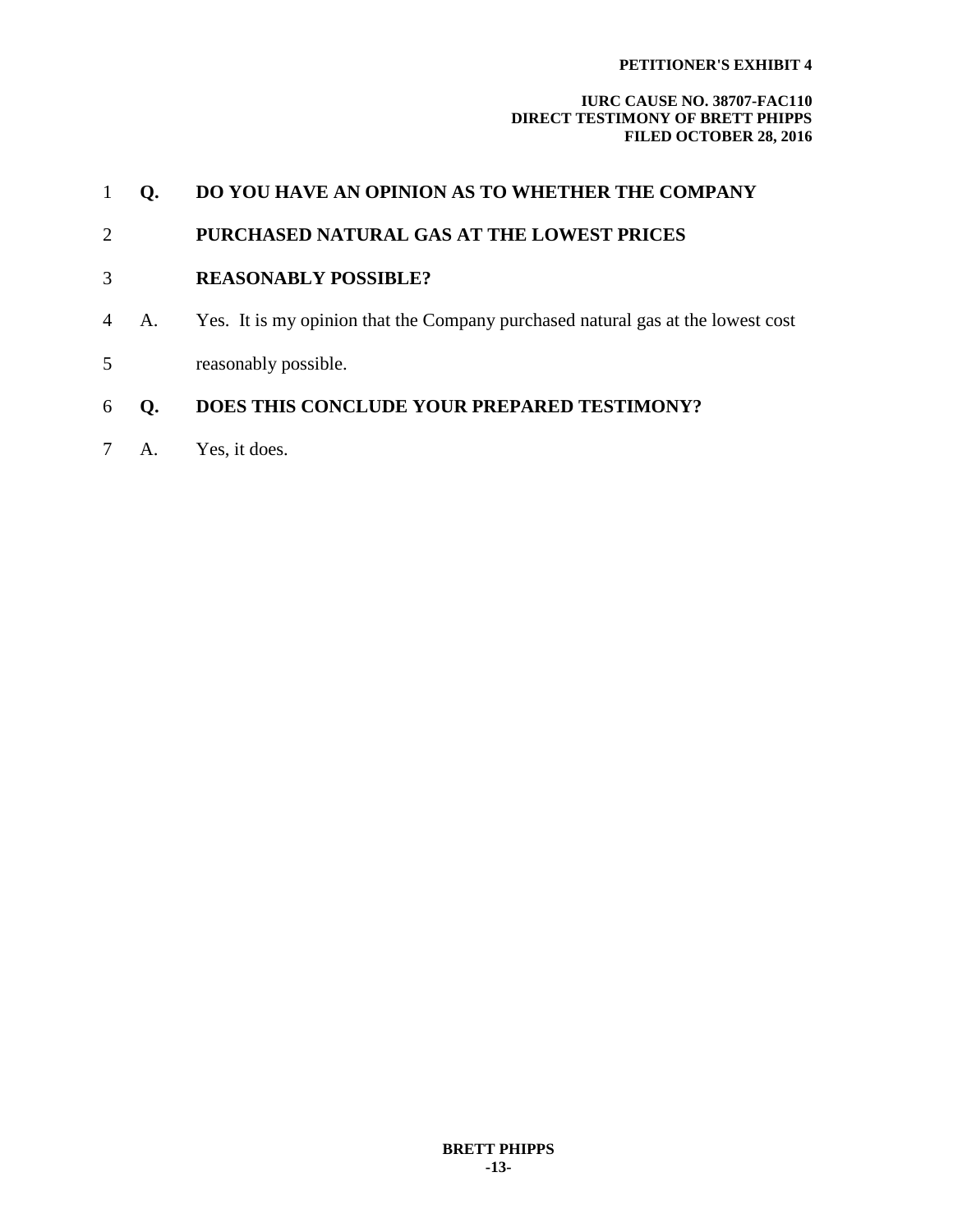**Q. DO YOU HAVE AN OPINION AS TO WHETHER THE COMPANY PURCHASED NATURAL GAS AT THE LOWEST PRICES REASONABLY POSSIBLE?**

A. Yes. It is my opinion that the Company purchased natural gas at the lowest cost reasonably possible.

**Q. DOES THIS CONCLUDE YOUR PREPARED TESTIMONY?**

A. Yes, it does.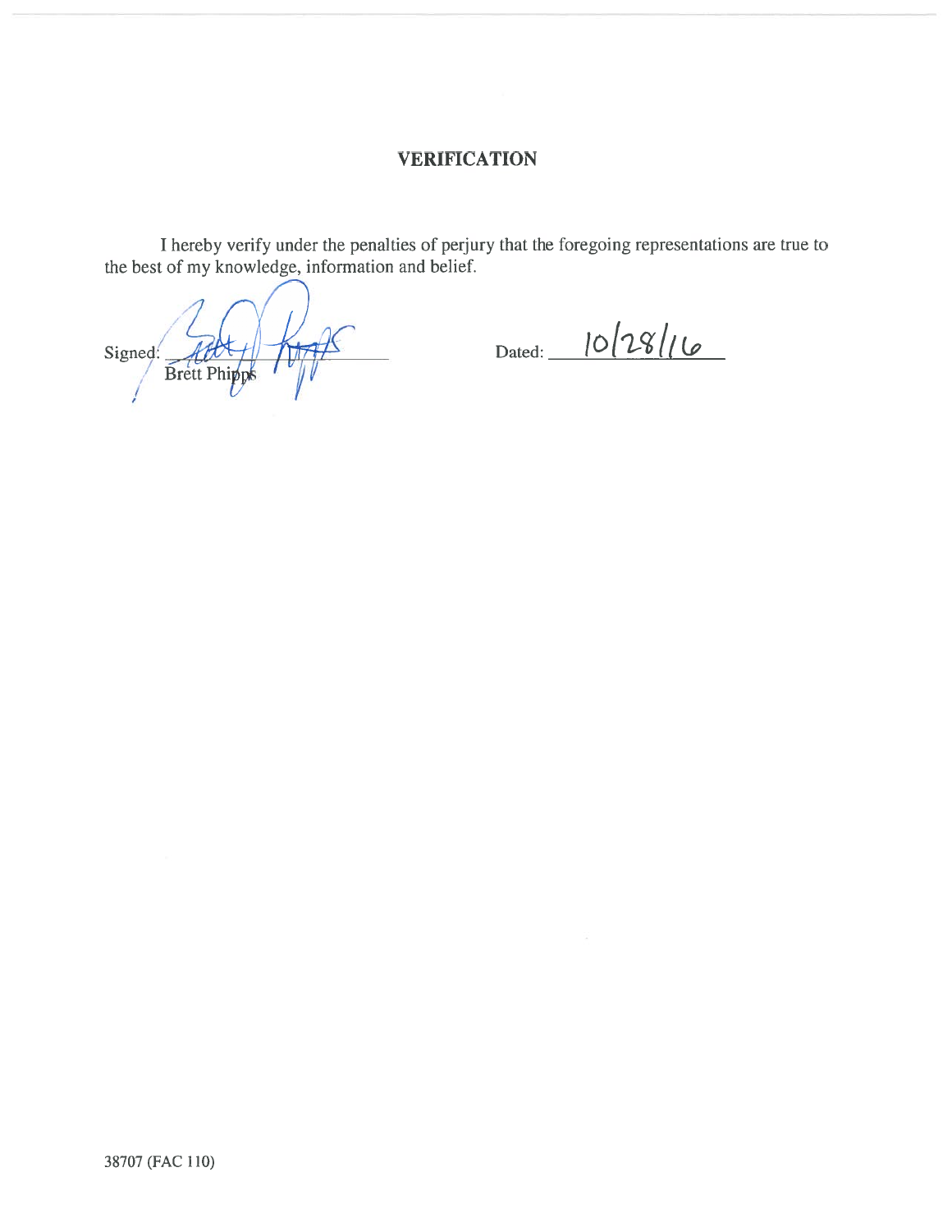## VERIFICATION

I hereby verify under the penalties of perjury that the foregoing representations are true to the best of my knowledge, information and belief.

Signed: ______________________
Brett Phipps

Dated: 10/28/16

38707 (FAC 110)